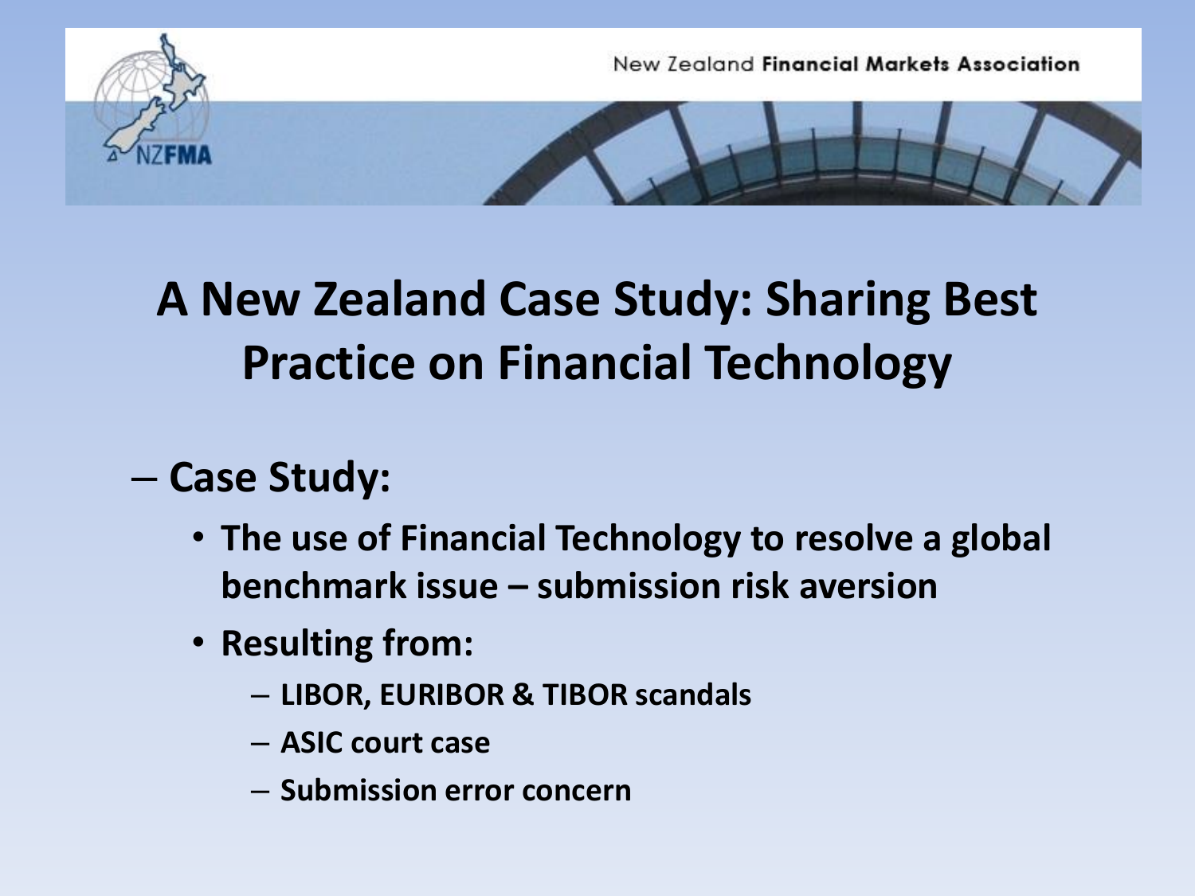New Zealand **Financial Markets Association**

# A New Zealand Case Study: Sharing Best Practice on Financial Technology

- **Case Study:**
  - **The use of Financial Technology to resolve a global benchmark issue – submission risk aversion**
  - **Resulting from:**
    - **LIBOR, EURIBOR & TIBOR scandals**
    - **ASIC court case**
    - **Submission error concern**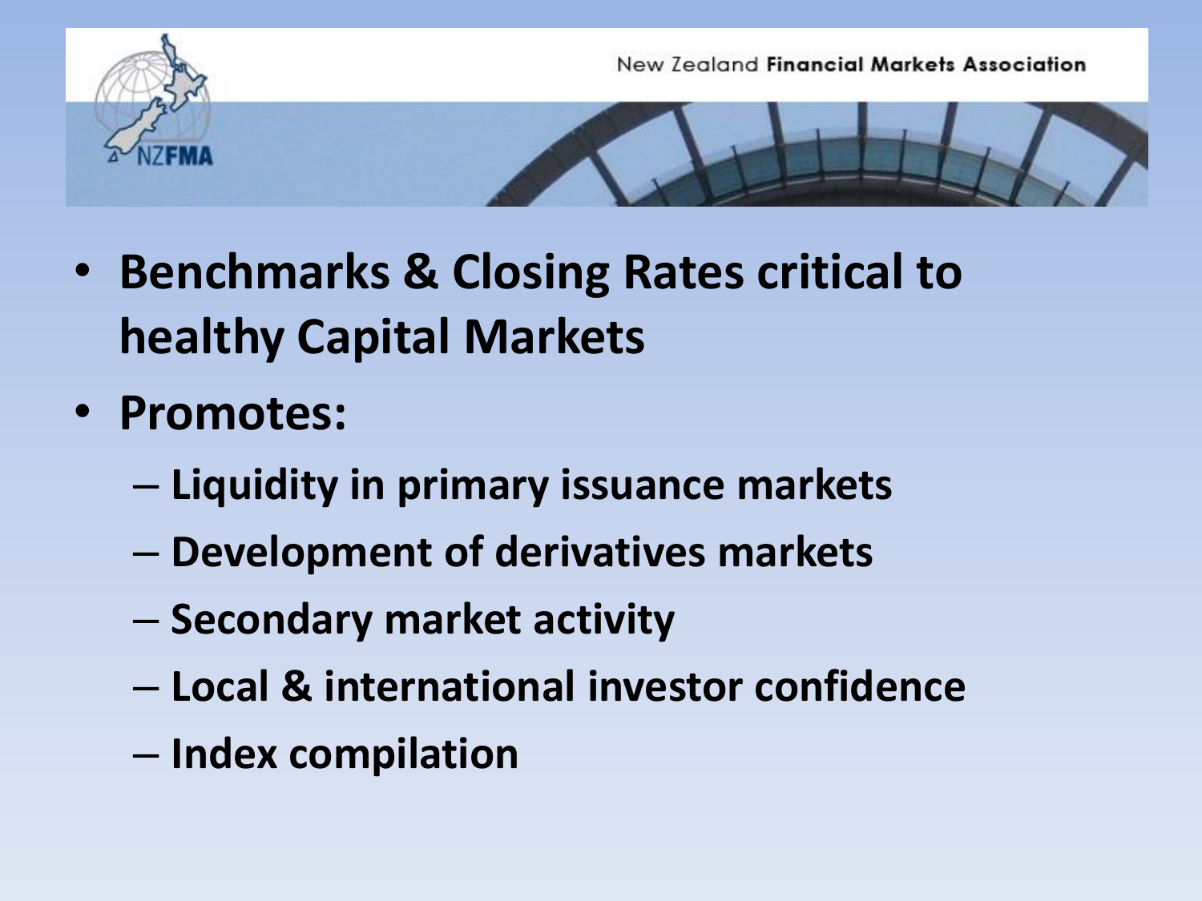- **Benchmarks & Closing Rates critical to healthy Capital Markets**
- **Promotes:**
  - **Liquidity in primary issuance markets**
  - **Development of derivatives markets**
  - **Secondary market activity**
  - **Local & international investor confidence**
  - **Index compilation**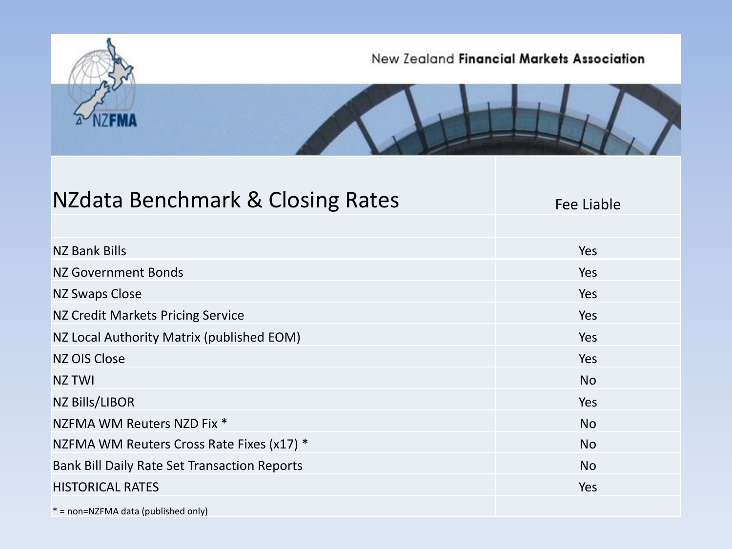New Zealand **Financial Markets Association**

NZFMA

| NZdata Benchmark & Closing Rates | Fee Liable |
|---|---|
| | |
| NZ Bank Bills | Yes |
| NZ Government Bonds | Yes |
| NZ Swaps Close | Yes |
| NZ Credit Markets Pricing Service | Yes |
| NZ Local Authority Matrix (published EOM) | Yes |
| NZ OIS Close | Yes |
| NZ TWI | No |
| NZ Bills/LIBOR | Yes |
| NZFMA WM Reuters NZD Fix * | No |
| NZFMA WM Reuters Cross Rate Fixes (x17) * | No |
| Bank Bill Daily Rate Set Transaction Reports | No |
| HISTORICAL RATES | Yes |
| * = non=NZFMA data (published only) | |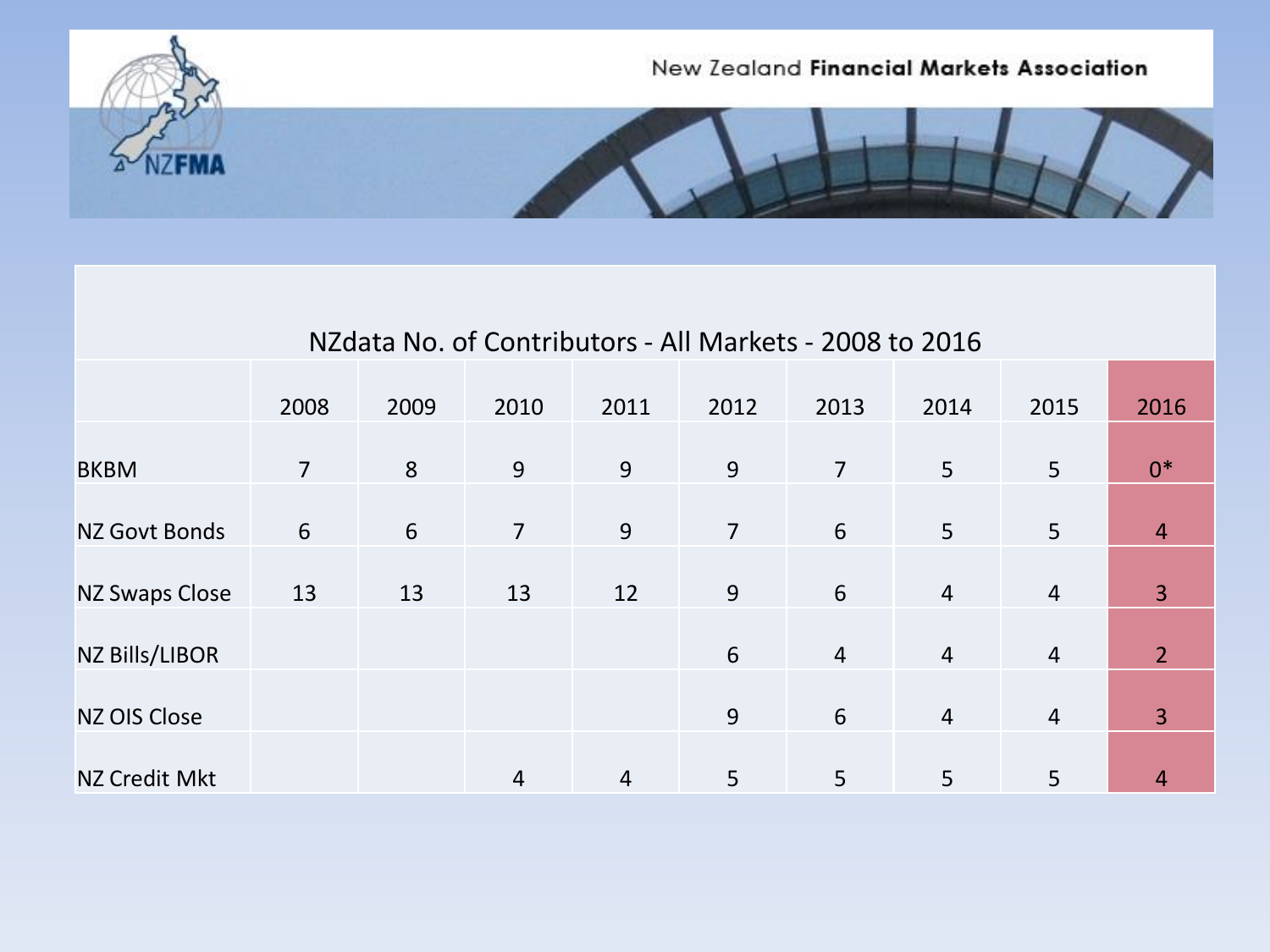New Zealand **Financial Markets Association**

NZFMA

## NZdata No. of Contributors - All Markets - 2008 to 2016

| | 2008 | 2009 | 2010 | 2011 | 2012 | 2013 | 2014 | 2015 | 2016 |
|---|---|---|---|---|---|---|---|---|---|
| BKBM | 7 | 8 | 9 | 9 | 9 | 7 | 5 | 5 | 0* |
| NZ Govt Bonds | 6 | 6 | 7 | 9 | 7 | 6 | 5 | 5 | 4 |
| NZ Swaps Close | 13 | 13 | 13 | 12 | 9 | 6 | 4 | 4 | 3 |
| NZ Bills/LIBOR | | | | | 6 | 4 | 4 | 4 | 2 |
| NZ OIS Close | | | | | 9 | 6 | 4 | 4 | 3 |
| NZ Credit Mkt | | | 4 | 4 | 5 | 5 | 5 | 5 | 4 |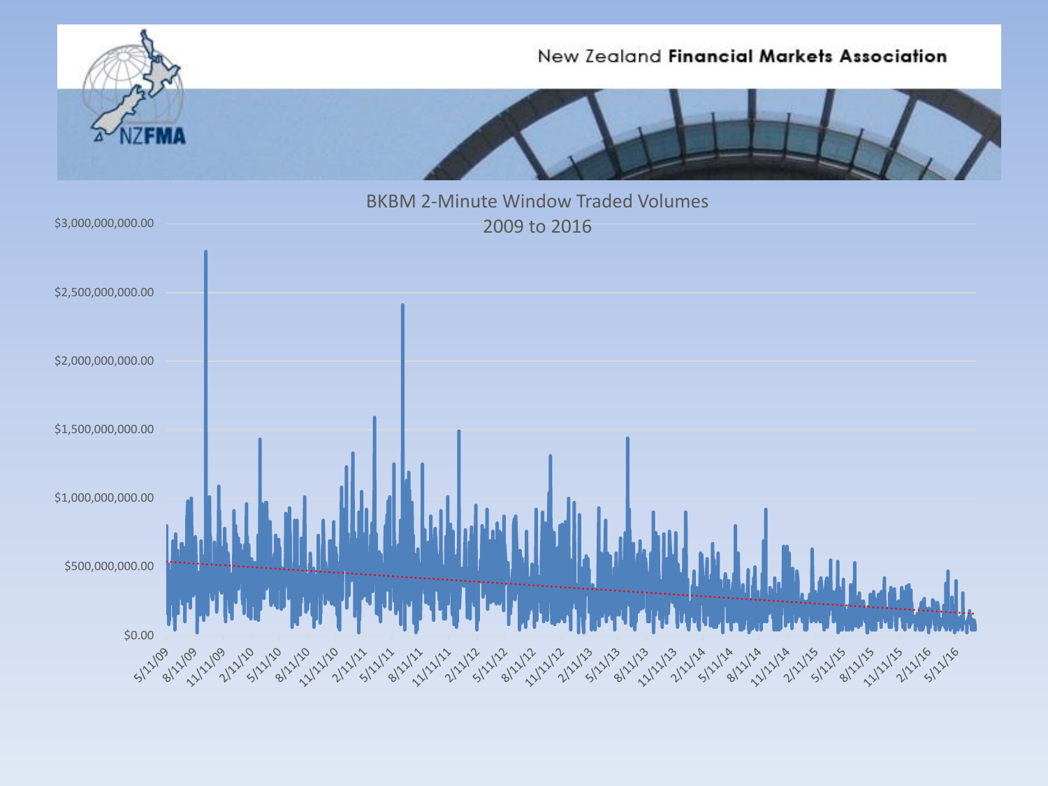New Zealand **Financial Markets Association**

NZFMA

## BKBM 2-Minute Window Traded Volumes 2009 to 2016

$3,000,000,000.00

$2,500,000,000.00

$2,000,000,000.00

$1,500,000,000.00

$1,000,000,000.00

$500,000,000.00

$0.00

5/11/09, 8/11/09, 11/11/09, 2/11/10, 5/11/10, 8/11/10, 11/11/10, 2/11/11, 5/11/11, 8/11/11, 11/11/11, 2/11/12, 5/11/12, 8/11/12, 11/11/12, 2/11/13, 5/11/13, 8/11/13, 11/11/13, 2/11/14, 5/11/14, 8/11/14, 11/11/14, 2/11/15, 5/11/15, 8/11/15, 11/11/15, 2/11/16, 5/11/16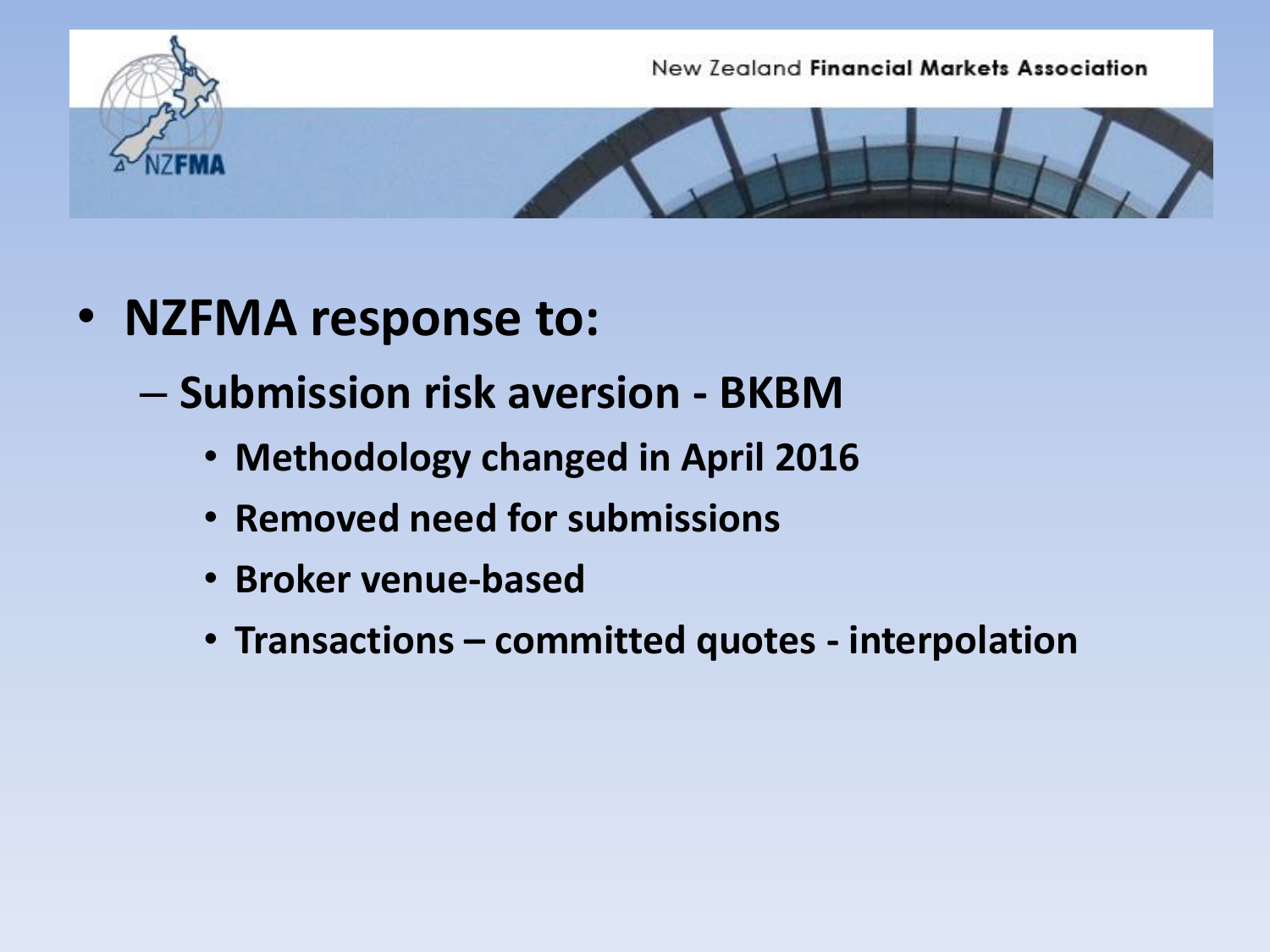- **NZFMA response to:**
  - **Submission risk aversion - BKBM**
    - **Methodology changed in April 2016**
    - **Removed need for submissions**
    - **Broker venue-based**
    - **Transactions – committed quotes - interpolation**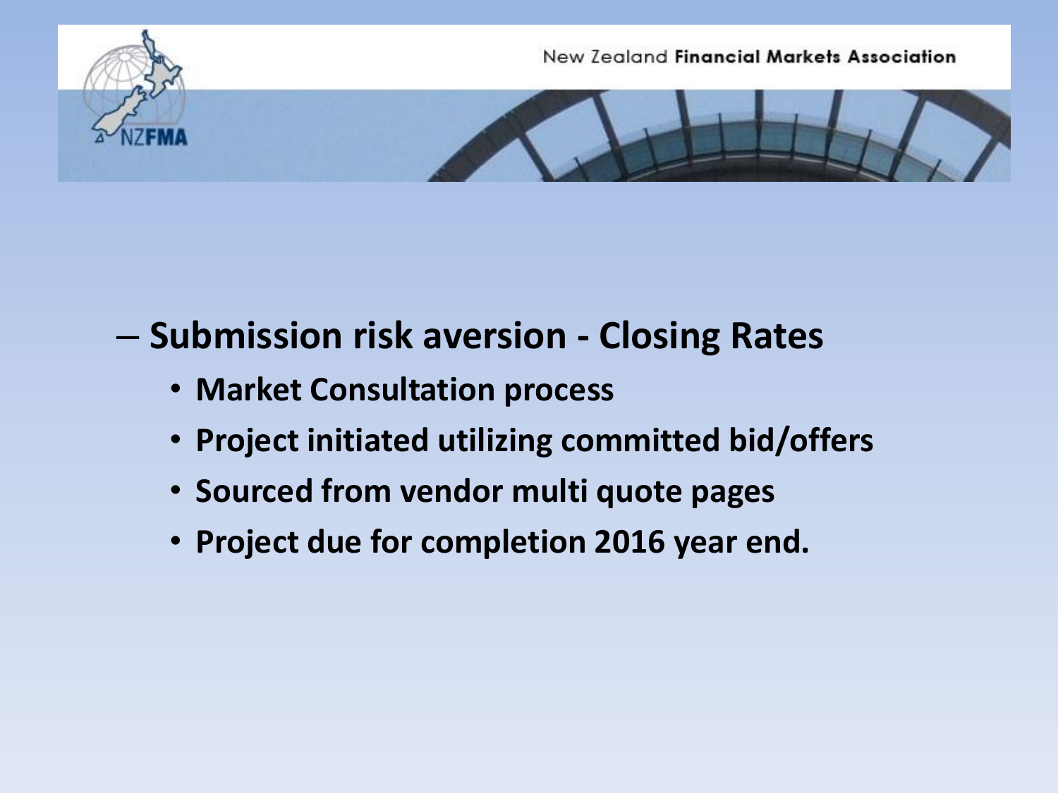- **Submission risk aversion - Closing Rates**
  - **Market Consultation process**
  - **Project initiated utilizing committed bid/offers**
  - **Sourced from vendor multi quote pages**
  - **Project due for completion 2016 year end.**